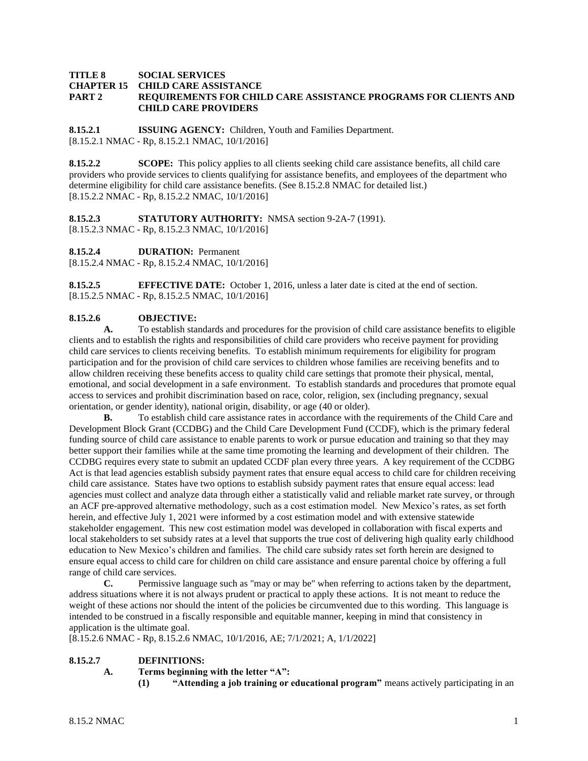**TITLE 8 SOCIAL SERVICES**
**CHAPTER 15 CHILD CARE ASSISTANCE**
**PART 2 REQUIREMENTS FOR CHILD CARE ASSISTANCE PROGRAMS FOR CLIENTS AND CHILD CARE PROVIDERS**

**8.15.2.1 ISSUING AGENCY:** Children, Youth and Families Department.
[8.15.2.1 NMAC - Rp, 8.15.2.1 NMAC, 10/1/2016]

**8.15.2.2 SCOPE:** This policy applies to all clients seeking child care assistance benefits, all child care providers who provide services to clients qualifying for assistance benefits, and employees of the department who determine eligibility for child care assistance benefits. (See 8.15.2.8 NMAC for detailed list.)
[8.15.2.2 NMAC - Rp, 8.15.2.2 NMAC, 10/1/2016]

**8.15.2.3 STATUTORY AUTHORITY:** NMSA section 9-2A-7 (1991).
[8.15.2.3 NMAC - Rp, 8.15.2.3 NMAC, 10/1/2016]

**8.15.2.4 DURATION:** Permanent
[8.15.2.4 NMAC - Rp, 8.15.2.4 NMAC, 10/1/2016]

**8.15.2.5 EFFECTIVE DATE:** October 1, 2016, unless a later date is cited at the end of section.
[8.15.2.5 NMAC - Rp, 8.15.2.5 NMAC, 10/1/2016]

**8.15.2.6 OBJECTIVE:**

**A.** To establish standards and procedures for the provision of child care assistance benefits to eligible clients and to establish the rights and responsibilities of child care providers who receive payment for providing child care services to clients receiving benefits. To establish minimum requirements for eligibility for program participation and for the provision of child care services to children whose families are receiving benefits and to allow children receiving these benefits access to quality child care settings that promote their physical, mental, emotional, and social development in a safe environment. To establish standards and procedures that promote equal access to services and prohibit discrimination based on race, color, religion, sex (including pregnancy, sexual orientation, or gender identity), national origin, disability, or age (40 or older).

**B.** To establish child care assistance rates in accordance with the requirements of the Child Care and Development Block Grant (CCDBG) and the Child Care Development Fund (CCDF), which is the primary federal funding source of child care assistance to enable parents to work or pursue education and training so that they may better support their families while at the same time promoting the learning and development of their children. The CCDBG requires every state to submit an updated CCDF plan every three years. A key requirement of the CCDBG Act is that lead agencies establish subsidy payment rates that ensure equal access to child care for children receiving child care assistance. States have two options to establish subsidy payment rates that ensure equal access: lead agencies must collect and analyze data through either a statistically valid and reliable market rate survey, or through an ACF pre-approved alternative methodology, such as a cost estimation model. New Mexico's rates, as set forth herein, and effective July 1, 2021 were informed by a cost estimation model and with extensive statewide stakeholder engagement. This new cost estimation model was developed in collaboration with fiscal experts and local stakeholders to set subsidy rates at a level that supports the true cost of delivering high quality early childhood education to New Mexico's children and families. The child care subsidy rates set forth herein are designed to ensure equal access to child care for children on child care assistance and ensure parental choice by offering a full range of child care services.

**C.** Permissive language such as "may or may be" when referring to actions taken by the department, address situations where it is not always prudent or practical to apply these actions. It is not meant to reduce the weight of these actions nor should the intent of the policies be circumvented due to this wording. This language is intended to be construed in a fiscally responsible and equitable manner, keeping in mind that consistency in application is the ultimate goal.
[8.15.2.6 NMAC - Rp, 8.15.2.6 NMAC, 10/1/2016, AE; 7/1/2021; A, 1/1/2022]

**8.15.2.7 DEFINITIONS:**

**A. Terms beginning with the letter "A":**

**(1) "Attending a job training or educational program"** means actively participating in an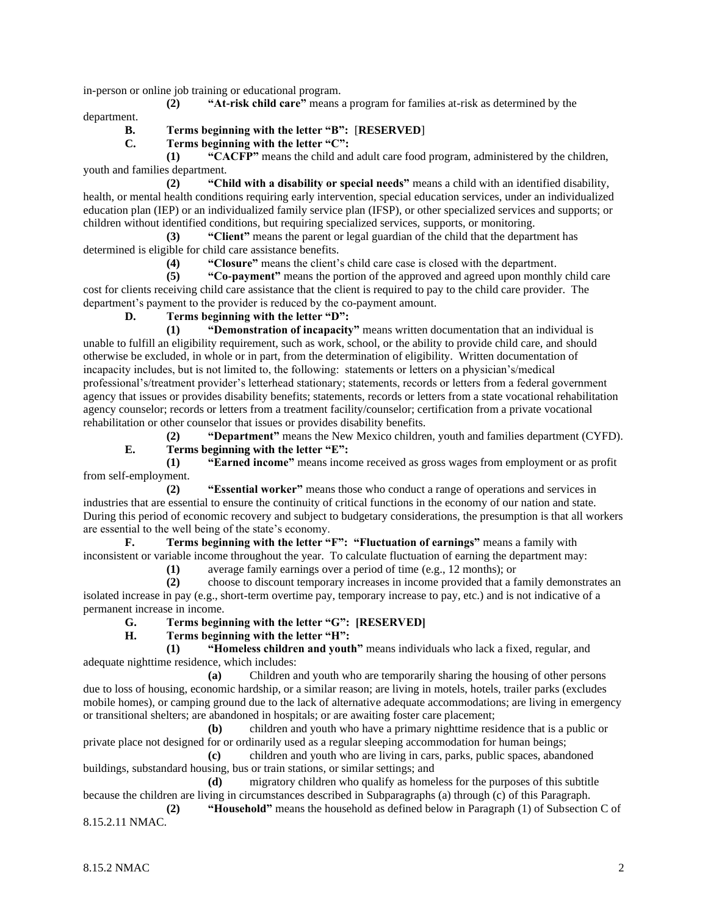in-person or online job training or educational program.

**(2) "At-risk child care"** means a program for families at-risk as determined by the department.

**B. Terms beginning with the letter "B":** [**RESERVED**]

**C. Terms beginning with the letter "C":**

**(1) "CACFP"** means the child and adult care food program, administered by the children, youth and families department.

**(2) "Child with a disability or special needs"** means a child with an identified disability, health, or mental health conditions requiring early intervention, special education services, under an individualized education plan (IEP) or an individualized family service plan (IFSP), or other specialized services and supports; or children without identified conditions, but requiring specialized services, supports, or monitoring.

**(3) "Client"** means the parent or legal guardian of the child that the department has determined is eligible for child care assistance benefits.

**(4) "Closure"** means the client's child care case is closed with the department.

**(5) "Co-payment"** means the portion of the approved and agreed upon monthly child care cost for clients receiving child care assistance that the client is required to pay to the child care provider. The department's payment to the provider is reduced by the co-payment amount.

**D. Terms beginning with the letter "D":**

**(1) "Demonstration of incapacity"** means written documentation that an individual is unable to fulfill an eligibility requirement, such as work, school, or the ability to provide child care, and should otherwise be excluded, in whole or in part, from the determination of eligibility. Written documentation of incapacity includes, but is not limited to, the following: statements or letters on a physician's/medical professional's/treatment provider's letterhead stationary; statements, records or letters from a federal government agency that issues or provides disability benefits; statements, records or letters from a state vocational rehabilitation agency counselor; records or letters from a treatment facility/counselor; certification from a private vocational rehabilitation or other counselor that issues or provides disability benefits.

**(2) "Department"** means the New Mexico children, youth and families department (CYFD).

**E. Terms beginning with the letter "E":**

**(1) "Earned income"** means income received as gross wages from employment or as profit from self-employment.

**(2) "Essential worker"** means those who conduct a range of operations and services in industries that are essential to ensure the continuity of critical functions in the economy of our nation and state. During this period of economic recovery and subject to budgetary considerations, the presumption is that all workers are essential to the well being of the state's economy.

**F. Terms beginning with the letter "F": "Fluctuation of earnings"** means a family with inconsistent or variable income throughout the year. To calculate fluctuation of earning the department may:

**(1)** average family earnings over a period of time (e.g., 12 months); or

**(2)** choose to discount temporary increases in income provided that a family demonstrates an isolated increase in pay (e.g., short-term overtime pay, temporary increase to pay, etc.) and is not indicative of a permanent increase in income.

**G. Terms beginning with the letter "G": [RESERVED]**

**H. Terms beginning with the letter "H":**

**(1) "Homeless children and youth"** means individuals who lack a fixed, regular, and adequate nighttime residence, which includes:

**(a)** Children and youth who are temporarily sharing the housing of other persons due to loss of housing, economic hardship, or a similar reason; are living in motels, hotels, trailer parks (excludes mobile homes), or camping ground due to the lack of alternative adequate accommodations; are living in emergency or transitional shelters; are abandoned in hospitals; or are awaiting foster care placement;

**(b)** children and youth who have a primary nighttime residence that is a public or private place not designed for or ordinarily used as a regular sleeping accommodation for human beings;

**(c)** children and youth who are living in cars, parks, public spaces, abandoned buildings, substandard housing, bus or train stations, or similar settings; and

**(d)** migratory children who qualify as homeless for the purposes of this subtitle because the children are living in circumstances described in Subparagraphs (a) through (c) of this Paragraph.

**(2) "Household"** means the household as defined below in Paragraph (1) of Subsection C of 8.15.2.11 NMAC.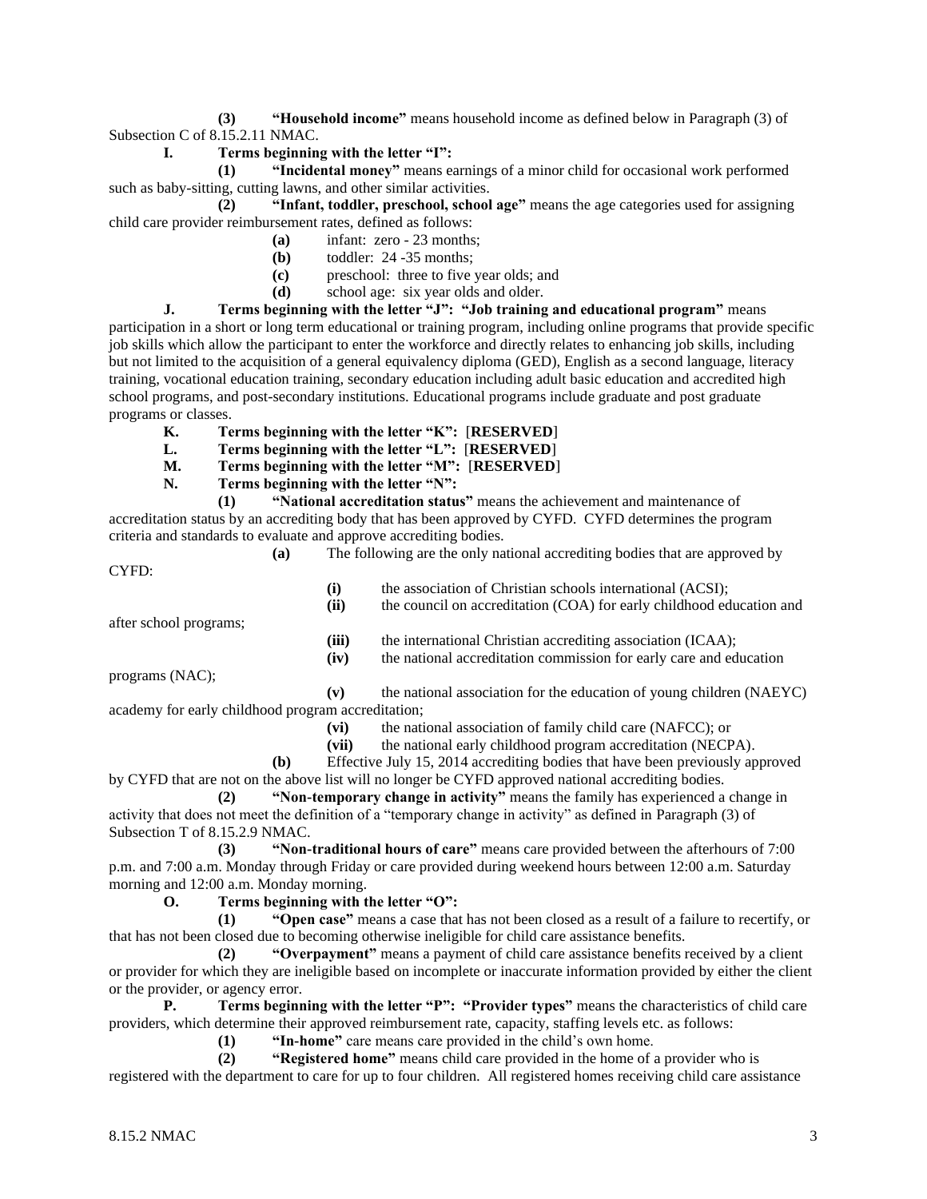**(3) "Household income"** means household income as defined below in Paragraph (3) of Subsection C of 8.15.2.11 NMAC.

**I. Terms beginning with the letter "I":**

**(1) "Incidental money"** means earnings of a minor child for occasional work performed such as baby-sitting, cutting lawns, and other similar activities.

**(2) "Infant, toddler, preschool, school age"** means the age categories used for assigning child care provider reimbursement rates, defined as follows:

- **(a)** infant: zero - 23 months;
- **(b)** toddler: 24 -35 months;
- **(c)** preschool: three to five year olds; and
- **(d)** school age: six year olds and older.

**J. Terms beginning with the letter "J": "Job training and educational program"** means participation in a short or long term educational or training program, including online programs that provide specific job skills which allow the participant to enter the workforce and directly relates to enhancing job skills, including but not limited to the acquisition of a general equivalency diploma (GED), English as a second language, literacy training, vocational education training, secondary education including adult basic education and accredited high school programs, and post-secondary institutions. Educational programs include graduate and post graduate programs or classes.

**K. Terms beginning with the letter "K":** [**RESERVED**]

**L. Terms beginning with the letter "L":** [**RESERVED**]

**M. Terms beginning with the letter "M":** [**RESERVED**]

**N. Terms beginning with the letter "N":**

**(1) "National accreditation status"** means the achievement and maintenance of accreditation status by an accrediting body that has been approved by CYFD. CYFD determines the program criteria and standards to evaluate and approve accrediting bodies.

**(a)** The following are the only national accrediting bodies that are approved by CYFD:

- **(i)** the association of Christian schools international (ACSI);
- **(ii)** the council on accreditation (COA) for early childhood education and after school programs;
- **(iii)** the international Christian accrediting association (ICAA);
- **(iv)** the national accreditation commission for early care and education programs (NAC);
- **(v)** the national association for the education of young children (NAEYC) academy for early childhood program accreditation;
- **(vi)** the national association of family child care (NAFCC); or
- **(vii)** the national early childhood program accreditation (NECPA).

**(b)** Effective July 15, 2014 accrediting bodies that have been previously approved by CYFD that are not on the above list will no longer be CYFD approved national accrediting bodies.

**(2) "Non-temporary change in activity"** means the family has experienced a change in activity that does not meet the definition of a "temporary change in activity" as defined in Paragraph (3) of Subsection T of 8.15.2.9 NMAC.

**(3) "Non-traditional hours of care"** means care provided between the afterhours of 7:00 p.m. and 7:00 a.m. Monday through Friday or care provided during weekend hours between 12:00 a.m. Saturday morning and 12:00 a.m. Monday morning.

**O. Terms beginning with the letter "O":**

**(1) "Open case"** means a case that has not been closed as a result of a failure to recertify, or that has not been closed due to becoming otherwise ineligible for child care assistance benefits.

**(2) "Overpayment"** means a payment of child care assistance benefits received by a client or provider for which they are ineligible based on incomplete or inaccurate information provided by either the client or the provider, or agency error.

**P. Terms beginning with the letter "P": "Provider types"** means the characteristics of child care providers, which determine their approved reimbursement rate, capacity, staffing levels etc. as follows:

**(1) "In-home"** care means care provided in the child's own home.

**(2) "Registered home"** means child care provided in the home of a provider who is registered with the department to care for up to four children. All registered homes receiving child care assistance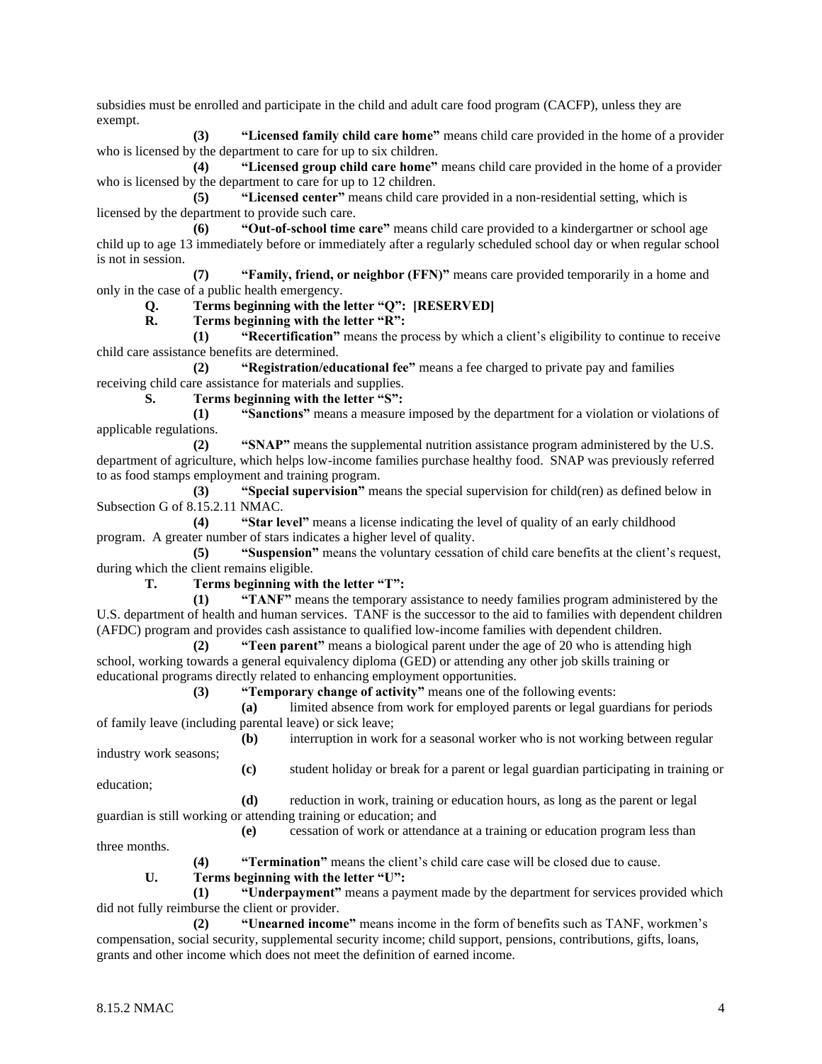subsidies must be enrolled and participate in the child and adult care food program (CACFP), unless they are exempt.

**(3)** **"Licensed family child care home"** means child care provided in the home of a provider who is licensed by the department to care for up to six children.

**(4)** **"Licensed group child care home"** means child care provided in the home of a provider who is licensed by the department to care for up to 12 children.

**(5)** **"Licensed center"** means child care provided in a non-residential setting, which is licensed by the department to provide such care.

**(6)** **"Out-of-school time care"** means child care provided to a kindergartner or school age child up to age 13 immediately before or immediately after a regularly scheduled school day or when regular school is not in session.

**(7)** **"Family, friend, or neighbor (FFN)"** means care provided temporarily in a home and only in the case of a public health emergency.

**Q.** **Terms beginning with the letter "Q": [RESERVED]**

**R.** **Terms beginning with the letter "R":**

**(1)** **"Recertification"** means the process by which a client's eligibility to continue to receive child care assistance benefits are determined.

**(2)** **"Registration/educational fee"** means a fee charged to private pay and families receiving child care assistance for materials and supplies.

**S.** **Terms beginning with the letter "S":**

**(1)** **"Sanctions"** means a measure imposed by the department for a violation or violations of applicable regulations.

**(2)** **"SNAP"** means the supplemental nutrition assistance program administered by the U.S. department of agriculture, which helps low-income families purchase healthy food. SNAP was previously referred to as food stamps employment and training program.

**(3)** **"Special supervision"** means the special supervision for child(ren) as defined below in Subsection G of 8.15.2.11 NMAC.

**(4)** **"Star level"** means a license indicating the level of quality of an early childhood program. A greater number of stars indicates a higher level of quality.

**(5)** **"Suspension"** means the voluntary cessation of child care benefits at the client's request, during which the client remains eligible.

**T.** **Terms beginning with the letter "T":**

**(1)** **"TANF"** means the temporary assistance to needy families program administered by the U.S. department of health and human services. TANF is the successor to the aid to families with dependent children (AFDC) program and provides cash assistance to qualified low-income families with dependent children.

**(2)** **"Teen parent"** means a biological parent under the age of 20 who is attending high school, working towards a general equivalency diploma (GED) or attending any other job skills training or educational programs directly related to enhancing employment opportunities.

**(3)** **"Temporary change of activity"** means one of the following events:

**(a)** limited absence from work for employed parents or legal guardians for periods of family leave (including parental leave) or sick leave;

**(b)** interruption in work for a seasonal worker who is not working between regular industry work seasons;

**(c)** student holiday or break for a parent or legal guardian participating in training or education;

**(d)** reduction in work, training or education hours, as long as the parent or legal guardian is still working or attending training or education; and

**(e)** cessation of work or attendance at a training or education program less than three months.

**(4)** **"Termination"** means the client's child care case will be closed due to cause.

**U.** **Terms beginning with the letter "U":**

**(1)** **"Underpayment"** means a payment made by the department for services provided which did not fully reimburse the client or provider.

**(2)** **"Unearned income"** means income in the form of benefits such as TANF, workmen's compensation, social security, supplemental security income; child support, pensions, contributions, gifts, loans, grants and other income which does not meet the definition of earned income.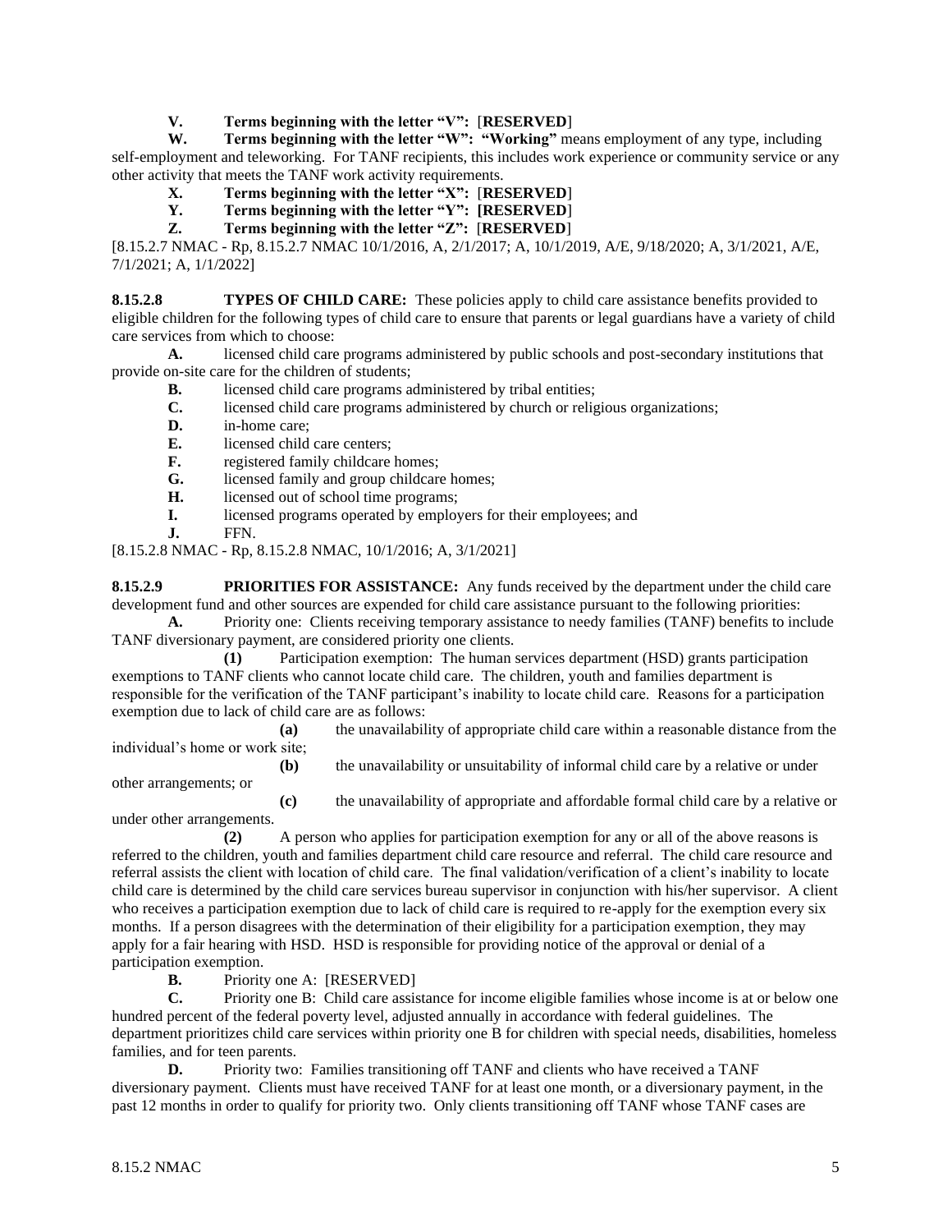**V. Terms beginning with the letter "V":** [**RESERVED**]

**W. Terms beginning with the letter "W": "Working"** means employment of any type, including self-employment and teleworking. For TANF recipients, this includes work experience or community service or any other activity that meets the TANF work activity requirements.

**X. Terms beginning with the letter "X":** [**RESERVED**]

**Y. Terms beginning with the letter "Y": [RESERVED**]

**Z. Terms beginning with the letter "Z":** [**RESERVED**]

[8.15.2.7 NMAC - Rp, 8.15.2.7 NMAC 10/1/2016, A, 2/1/2017; A, 10/1/2019, A/E, 9/18/2020; A, 3/1/2021, A/E, 7/1/2021; A, 1/1/2022]

**8.15.2.8 TYPES OF CHILD CARE:** These policies apply to child care assistance benefits provided to eligible children for the following types of child care to ensure that parents or legal guardians have a variety of child care services from which to choose:

**A.** licensed child care programs administered by public schools and post-secondary institutions that provide on-site care for the children of students;

**B.** licensed child care programs administered by tribal entities;

**C.** licensed child care programs administered by church or religious organizations;

**D.** in-home care;

**E.** licensed child care centers;

**F.** registered family childcare homes;

**G.** licensed family and group childcare homes;

**H.** licensed out of school time programs;

**I.** licensed programs operated by employers for their employees; and

**J.** FFN.

[8.15.2.8 NMAC - Rp, 8.15.2.8 NMAC, 10/1/2016; A, 3/1/2021]

**8.15.2.9 PRIORITIES FOR ASSISTANCE:** Any funds received by the department under the child care development fund and other sources are expended for child care assistance pursuant to the following priorities:

**A.** Priority one: Clients receiving temporary assistance to needy families (TANF) benefits to include TANF diversionary payment, are considered priority one clients.

**(1)** Participation exemption: The human services department (HSD) grants participation exemptions to TANF clients who cannot locate child care. The children, youth and families department is responsible for the verification of the TANF participant's inability to locate child care. Reasons for a participation exemption due to lack of child care are as follows:

**(a)** the unavailability of appropriate child care within a reasonable distance from the individual's home or work site;

**(b)** the unavailability or unsuitability of informal child care by a relative or under other arrangements; or

**(c)** the unavailability of appropriate and affordable formal child care by a relative or under other arrangements.

**(2)** A person who applies for participation exemption for any or all of the above reasons is referred to the children, youth and families department child care resource and referral. The child care resource and referral assists the client with location of child care. The final validation/verification of a client's inability to locate child care is determined by the child care services bureau supervisor in conjunction with his/her supervisor. A client who receives a participation exemption due to lack of child care is required to re-apply for the exemption every six months. If a person disagrees with the determination of their eligibility for a participation exemption, they may apply for a fair hearing with HSD. HSD is responsible for providing notice of the approval or denial of a participation exemption.

**B.** Priority one A: [RESERVED]

**C.** Priority one B: Child care assistance for income eligible families whose income is at or below one hundred percent of the federal poverty level, adjusted annually in accordance with federal guidelines. The department prioritizes child care services within priority one B for children with special needs, disabilities, homeless families, and for teen parents.

**D.** Priority two: Families transitioning off TANF and clients who have received a TANF diversionary payment. Clients must have received TANF for at least one month, or a diversionary payment, in the past 12 months in order to qualify for priority two. Only clients transitioning off TANF whose TANF cases are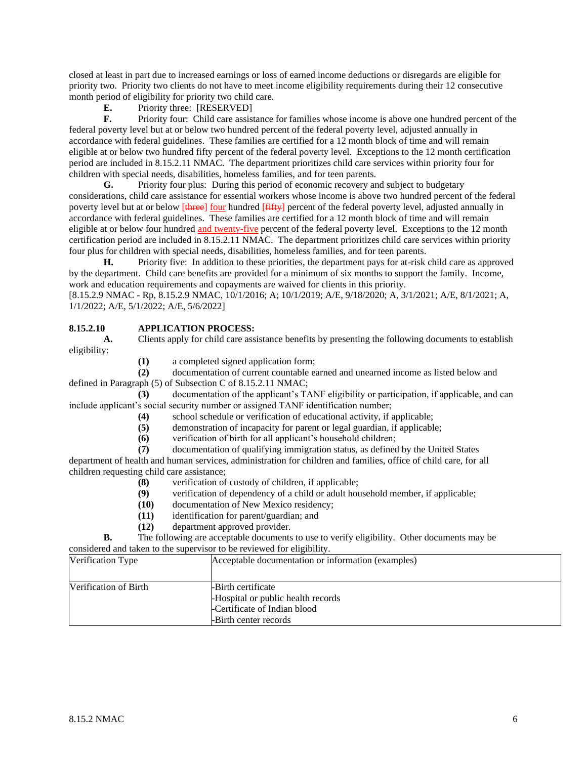closed at least in part due to increased earnings or loss of earned income deductions or disregards are eligible for priority two. Priority two clients do not have to meet income eligibility requirements during their 12 consecutive month period of eligibility for priority two child care.

**E.** Priority three: [RESERVED]

**F.** Priority four: Child care assistance for families whose income is above one hundred percent of the federal poverty level but at or below two hundred percent of the federal poverty level, adjusted annually in accordance with federal guidelines. These families are certified for a 12 month block of time and will remain eligible at or below two hundred fifty percent of the federal poverty level. Exceptions to the 12 month certification period are included in 8.15.2.11 NMAC. The department prioritizes child care services within priority four for children with special needs, disabilities, homeless families, and for teen parents.

**G.** Priority four plus: During this period of economic recovery and subject to budgetary considerations, child care assistance for essential workers whose income is above two hundred percent of the federal poverty level but at or below [~~three~~] four hundred [~~fifty~~] percent of the federal poverty level, adjusted annually in accordance with federal guidelines. These families are certified for a 12 month block of time and will remain eligible at or below four hundred and twenty-five percent of the federal poverty level. Exceptions to the 12 month certification period are included in 8.15.2.11 NMAC. The department prioritizes child care services within priority four plus for children with special needs, disabilities, homeless families, and for teen parents.

**H.** Priority five: In addition to these priorities, the department pays for at-risk child care as approved by the department. Child care benefits are provided for a minimum of six months to support the family. Income, work and education requirements and copayments are waived for clients in this priority.

[8.15.2.9 NMAC - Rp, 8.15.2.9 NMAC, 10/1/2016; A; 10/1/2019; A/E, 9/18/2020; A, 3/1/2021; A/E, 8/1/2021; A, 1/1/2022; A/E, 5/1/2022; A/E, 5/6/2022]

**8.15.2.10 APPLICATION PROCESS:**

**A.** Clients apply for child care assistance benefits by presenting the following documents to establish eligibility:

**(1)** a completed signed application form;

**(2)** documentation of current countable earned and unearned income as listed below and defined in Paragraph (5) of Subsection C of 8.15.2.11 NMAC;

**(3)** documentation of the applicant's TANF eligibility or participation, if applicable, and can include applicant's social security number or assigned TANF identification number;

**(4)** school schedule or verification of educational activity, if applicable;

**(5)** demonstration of incapacity for parent or legal guardian, if applicable;

**(6)** verification of birth for all applicant's household children;

**(7)** documentation of qualifying immigration status, as defined by the United States department of health and human services, administration for children and families, office of child care, for all children requesting child care assistance;

**(8)** verification of custody of children, if applicable;

**(9)** verification of dependency of a child or adult household member, if applicable;

**(10)** documentation of New Mexico residency;

**(11)** identification for parent/guardian; and

**(12)** department approved provider.

**B.** The following are acceptable documents to use to verify eligibility. Other documents may be considered and taken to the supervisor to be reviewed for eligibility.

| Verification Type | Acceptable documentation or information (examples) |
|---|---|
| Verification of Birth | -Birth certificate<br>-Hospital or public health records<br>-Certificate of Indian blood<br>-Birth center records |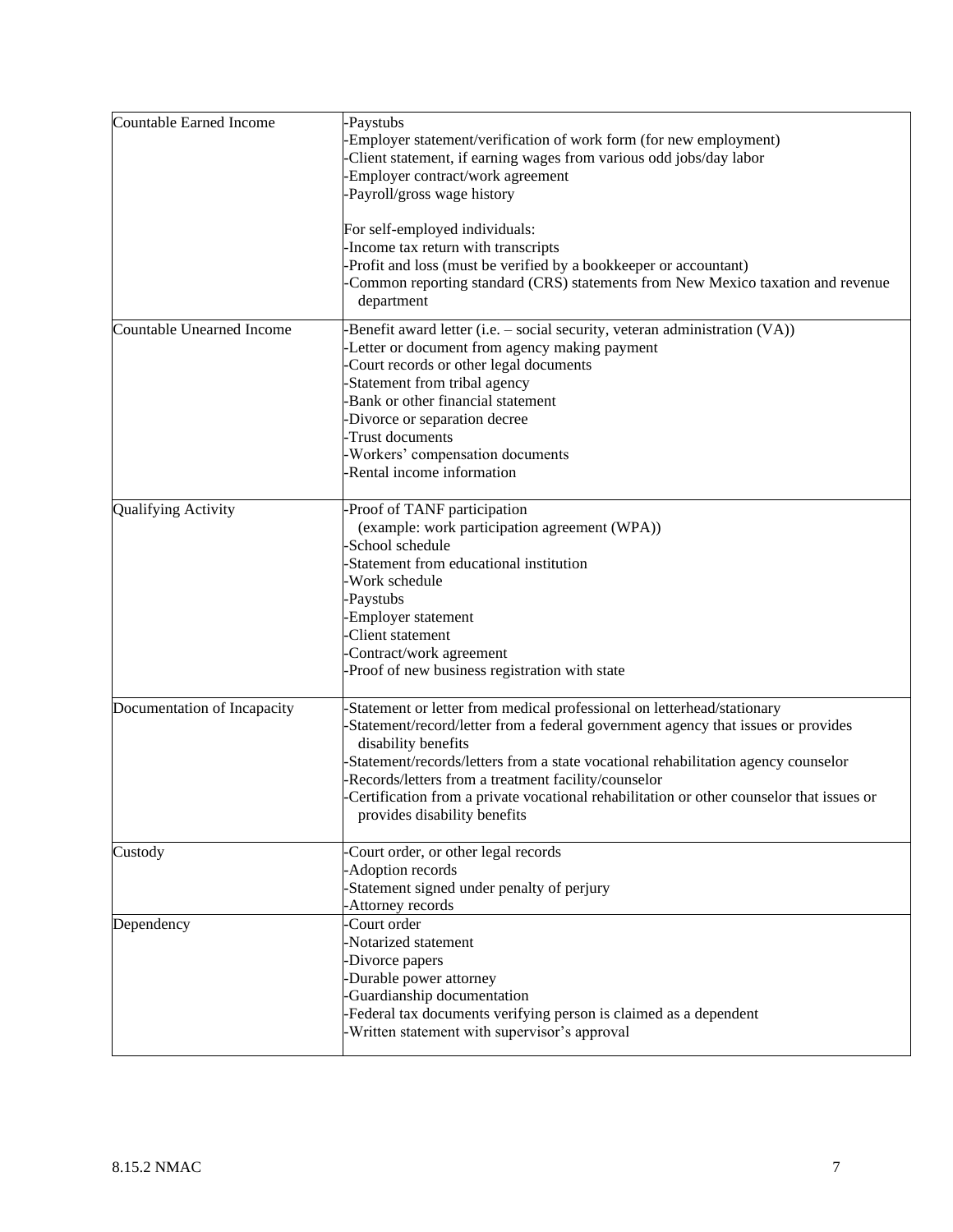| | |
|---|---|
| Countable Earned Income | -Paystubs<br>-Employer statement/verification of work form (for new employment)<br>-Client statement, if earning wages from various odd jobs/day labor<br>-Employer contract/work agreement<br>-Payroll/gross wage history<br><br>For self-employed individuals:<br>-Income tax return with transcripts<br>-Profit and loss (must be verified by a bookkeeper or accountant)<br>-Common reporting standard (CRS) statements from New Mexico taxation and revenue department |
| Countable Unearned Income | -Benefit award letter (i.e. – social security, veteran administration (VA))<br>-Letter or document from agency making payment<br>-Court records or other legal documents<br>-Statement from tribal agency<br>-Bank or other financial statement<br>-Divorce or separation decree<br>-Trust documents<br>-Workers' compensation documents<br>-Rental income information |
| Qualifying Activity | -Proof of TANF participation<br>(example: work participation agreement (WPA))<br>-School schedule<br>-Statement from educational institution<br>-Work schedule<br>-Paystubs<br>-Employer statement<br>-Client statement<br>-Contract/work agreement<br>-Proof of new business registration with state |
| Documentation of Incapacity | -Statement or letter from medical professional on letterhead/stationary<br>-Statement/record/letter from a federal government agency that issues or provides disability benefits<br>-Statement/records/letters from a state vocational rehabilitation agency counselor<br>-Records/letters from a treatment facility/counselor<br>-Certification from a private vocational rehabilitation or other counselor that issues or provides disability benefits |
| Custody | -Court order, or other legal records<br>-Adoption records<br>-Statement signed under penalty of perjury<br>-Attorney records |
| Dependency | -Court order<br>-Notarized statement<br>-Divorce papers<br>-Durable power attorney<br>-Guardianship documentation<br>-Federal tax documents verifying person is claimed as a dependent<br>-Written statement with supervisor's approval |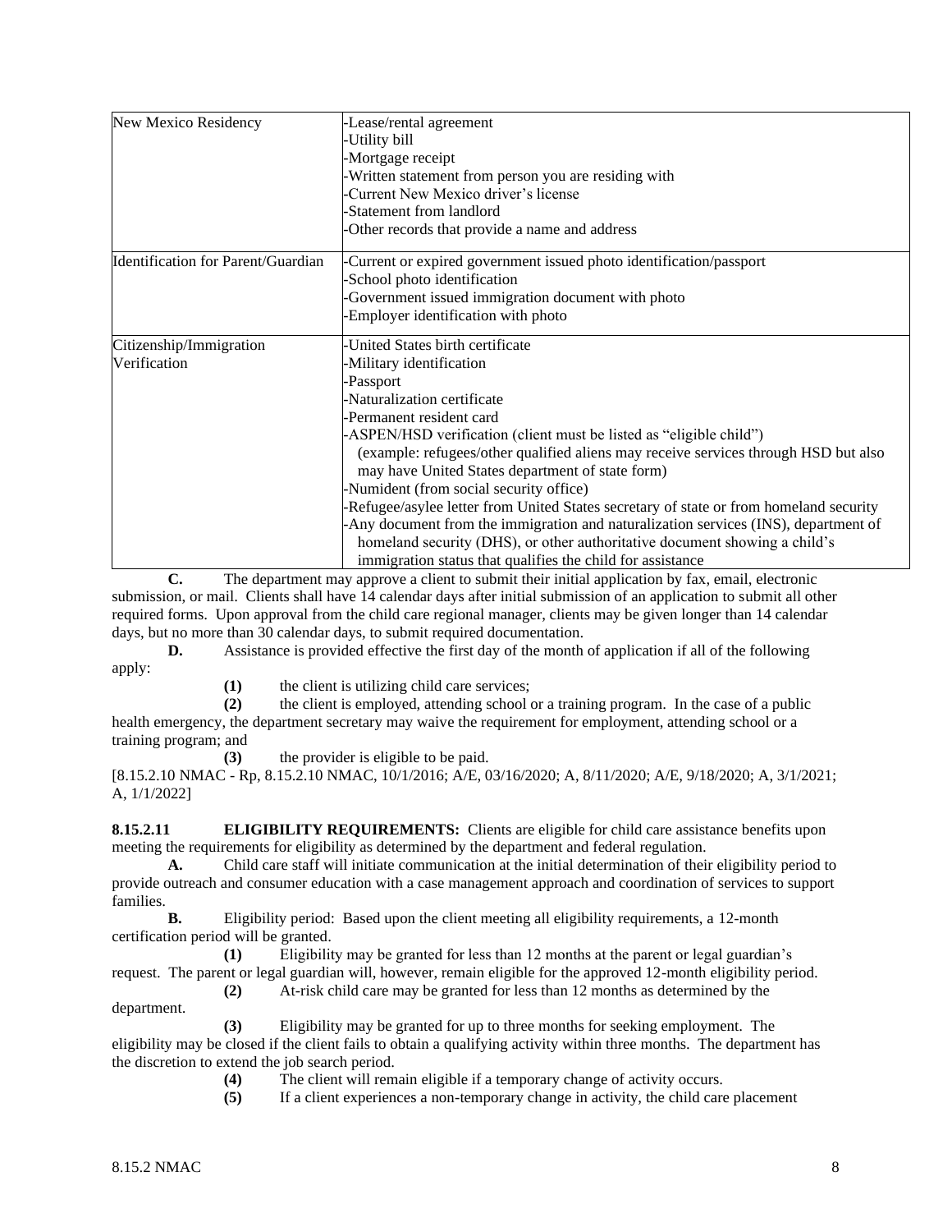| New Mexico Residency | -Lease/rental agreement<br>-Utility bill<br>-Mortgage receipt<br>-Written statement from person you are residing with<br>-Current New Mexico driver's license<br>-Statement from landlord<br>-Other records that provide a name and address |
|---|---|
| Identification for Parent/Guardian | -Current or expired government issued photo identification/passport<br>-School photo identification<br>-Government issued immigration document with photo<br>-Employer identification with photo |
| Citizenship/Immigration Verification | -United States birth certificate<br>-Military identification<br>-Passport<br>-Naturalization certificate<br>-Permanent resident card<br>-ASPEN/HSD verification (client must be listed as "eligible child") (example: refugees/other qualified aliens may receive services through HSD but also may have United States department of state form)<br>-Numident (from social security office)<br>-Refugee/asylee letter from United States secretary of state or from homeland security<br>-Any document from the immigration and naturalization services (INS), department of homeland security (DHS), or other authoritative document showing a child's immigration status that qualifies the child for assistance |

**C.** The department may approve a client to submit their initial application by fax, email, electronic submission, or mail. Clients shall have 14 calendar days after initial submission of an application to submit all other required forms. Upon approval from the child care regional manager, clients may be given longer than 14 calendar days, but no more than 30 calendar days, to submit required documentation.

**D.** Assistance is provided effective the first day of the month of application if all of the following apply:

**(1)** the client is utilizing child care services;

**(2)** the client is employed, attending school or a training program. In the case of a public health emergency, the department secretary may waive the requirement for employment, attending school or a training program; and

**(3)** the provider is eligible to be paid.

[8.15.2.10 NMAC - Rp, 8.15.2.10 NMAC, 10/1/2016; A/E, 03/16/2020; A, 8/11/2020; A/E, 9/18/2020; A, 3/1/2021; A, 1/1/2022]

**8.15.2.11 ELIGIBILITY REQUIREMENTS:** Clients are eligible for child care assistance benefits upon meeting the requirements for eligibility as determined by the department and federal regulation.

**A.** Child care staff will initiate communication at the initial determination of their eligibility period to provide outreach and consumer education with a case management approach and coordination of services to support families.

**B.** Eligibility period: Based upon the client meeting all eligibility requirements, a 12-month certification period will be granted.

**(1)** Eligibility may be granted for less than 12 months at the parent or legal guardian's request. The parent or legal guardian will, however, remain eligible for the approved 12-month eligibility period.

**(2)** At-risk child care may be granted for less than 12 months as determined by the department.

**(3)** Eligibility may be granted for up to three months for seeking employment. The eligibility may be closed if the client fails to obtain a qualifying activity within three months. The department has the discretion to extend the job search period.

**(4)** The client will remain eligible if a temporary change of activity occurs.

**(5)** If a client experiences a non-temporary change in activity, the child care placement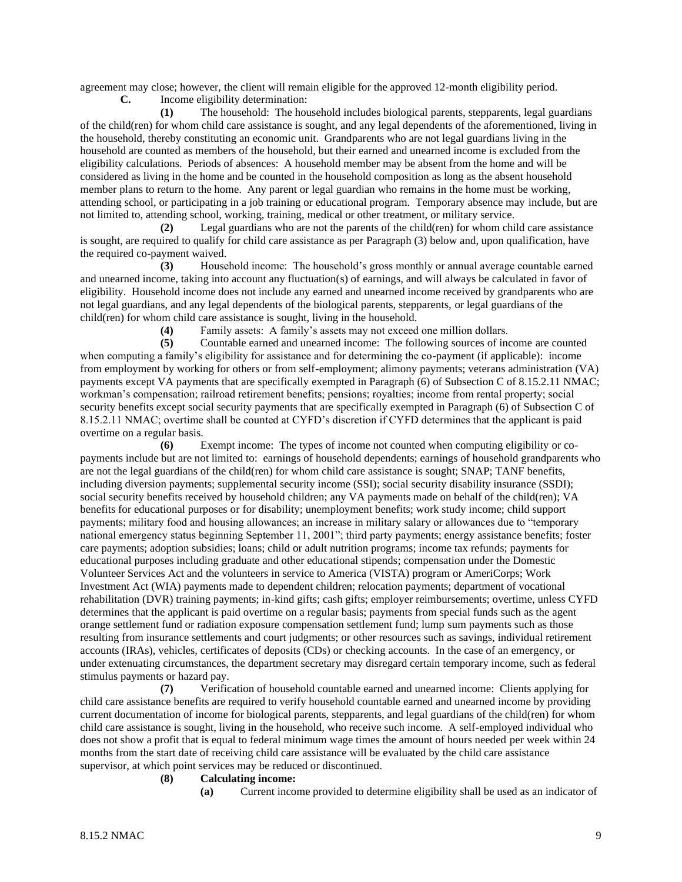agreement may close; however, the client will remain eligible for the approved 12-month eligibility period.

**C.** Income eligibility determination:

**(1)** The household: The household includes biological parents, stepparents, legal guardians of the child(ren) for whom child care assistance is sought, and any legal dependents of the aforementioned, living in the household, thereby constituting an economic unit. Grandparents who are not legal guardians living in the household are counted as members of the household, but their earned and unearned income is excluded from the eligibility calculations. Periods of absences: A household member may be absent from the home and will be considered as living in the home and be counted in the household composition as long as the absent household member plans to return to the home. Any parent or legal guardian who remains in the home must be working, attending school, or participating in a job training or educational program. Temporary absence may include, but are not limited to, attending school, working, training, medical or other treatment, or military service.

**(2)** Legal guardians who are not the parents of the child(ren) for whom child care assistance is sought, are required to qualify for child care assistance as per Paragraph (3) below and, upon qualification, have the required co-payment waived.

**(3)** Household income: The household's gross monthly or annual average countable earned and unearned income, taking into account any fluctuation(s) of earnings, and will always be calculated in favor of eligibility. Household income does not include any earned and unearned income received by grandparents who are not legal guardians, and any legal dependents of the biological parents, stepparents, or legal guardians of the child(ren) for whom child care assistance is sought, living in the household.

**(4)** Family assets: A family's assets may not exceed one million dollars.

**(5)** Countable earned and unearned income: The following sources of income are counted when computing a family's eligibility for assistance and for determining the co-payment (if applicable): income from employment by working for others or from self-employment; alimony payments; veterans administration (VA) payments except VA payments that are specifically exempted in Paragraph (6) of Subsection C of 8.15.2.11 NMAC; workman's compensation; railroad retirement benefits; pensions; royalties; income from rental property; social security benefits except social security payments that are specifically exempted in Paragraph (6) of Subsection C of 8.15.2.11 NMAC; overtime shall be counted at CYFD's discretion if CYFD determines that the applicant is paid overtime on a regular basis.

**(6)** Exempt income: The types of income not counted when computing eligibility or co-payments include but are not limited to: earnings of household dependents; earnings of household grandparents who are not the legal guardians of the child(ren) for whom child care assistance is sought; SNAP; TANF benefits, including diversion payments; supplemental security income (SSI); social security disability insurance (SSDI); social security benefits received by household children; any VA payments made on behalf of the child(ren); VA benefits for educational purposes or for disability; unemployment benefits; work study income; child support payments; military food and housing allowances; an increase in military salary or allowances due to "temporary national emergency status beginning September 11, 2001"; third party payments; energy assistance benefits; foster care payments; adoption subsidies; loans; child or adult nutrition programs; income tax refunds; payments for educational purposes including graduate and other educational stipends; compensation under the Domestic Volunteer Services Act and the volunteers in service to America (VISTA) program or AmeriCorps; Work Investment Act (WIA) payments made to dependent children; relocation payments; department of vocational rehabilitation (DVR) training payments; in-kind gifts; cash gifts; employer reimbursements; overtime, unless CYFD determines that the applicant is paid overtime on a regular basis; payments from special funds such as the agent orange settlement fund or radiation exposure compensation settlement fund; lump sum payments such as those resulting from insurance settlements and court judgments; or other resources such as savings, individual retirement accounts (IRAs), vehicles, certificates of deposits (CDs) or checking accounts. In the case of an emergency, or under extenuating circumstances, the department secretary may disregard certain temporary income, such as federal stimulus payments or hazard pay.

**(7)** Verification of household countable earned and unearned income: Clients applying for child care assistance benefits are required to verify household countable earned and unearned income by providing current documentation of income for biological parents, stepparents, and legal guardians of the child(ren) for whom child care assistance is sought, living in the household, who receive such income. A self-employed individual who does not show a profit that is equal to federal minimum wage times the amount of hours needed per week within 24 months from the start date of receiving child care assistance will be evaluated by the child care assistance supervisor, at which point services may be reduced or discontinued.

**(8)** **Calculating income:**

**(a)** Current income provided to determine eligibility shall be used as an indicator of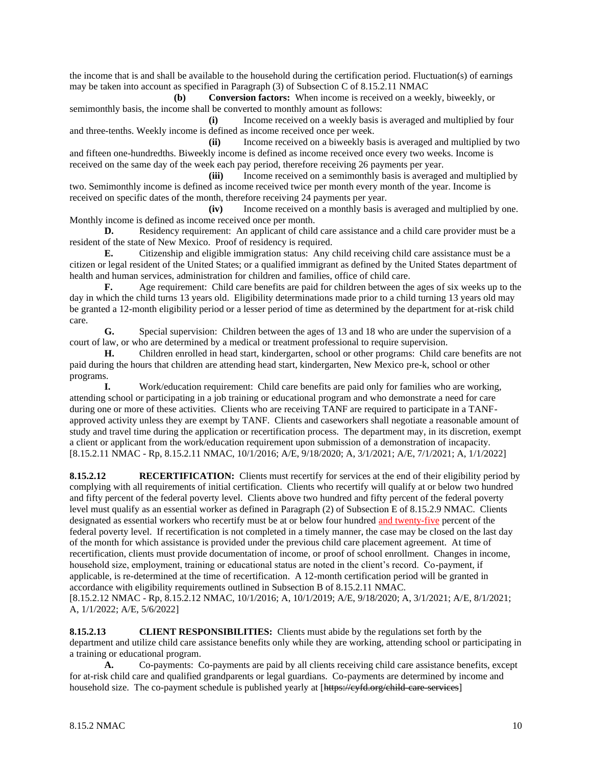the income that is and shall be available to the household during the certification period. Fluctuation(s) of earnings may be taken into account as specified in Paragraph (3) of Subsection C of 8.15.2.11 NMAC

**(b)** **Conversion factors:** When income is received on a weekly, biweekly, or semimonthly basis, the income shall be converted to monthly amount as follows:

**(i)** Income received on a weekly basis is averaged and multiplied by four and three-tenths. Weekly income is defined as income received once per week.

**(ii)** Income received on a biweekly basis is averaged and multiplied by two and fifteen one-hundredths. Biweekly income is defined as income received once every two weeks. Income is received on the same day of the week each pay period, therefore receiving 26 payments per year.

**(iii)** Income received on a semimonthly basis is averaged and multiplied by two. Semimonthly income is defined as income received twice per month every month of the year. Income is received on specific dates of the month, therefore receiving 24 payments per year.

**(iv)** Income received on a monthly basis is averaged and multiplied by one. Monthly income is defined as income received once per month.

**D.** Residency requirement: An applicant of child care assistance and a child care provider must be a resident of the state of New Mexico. Proof of residency is required.

**E.** Citizenship and eligible immigration status: Any child receiving child care assistance must be a citizen or legal resident of the United States; or a qualified immigrant as defined by the United States department of health and human services, administration for children and families, office of child care.

**F.** Age requirement: Child care benefits are paid for children between the ages of six weeks up to the day in which the child turns 13 years old. Eligibility determinations made prior to a child turning 13 years old may be granted a 12-month eligibility period or a lesser period of time as determined by the department for at-risk child care.

**G.** Special supervision: Children between the ages of 13 and 18 who are under the supervision of a court of law, or who are determined by a medical or treatment professional to require supervision.

**H.** Children enrolled in head start, kindergarten, school or other programs: Child care benefits are not paid during the hours that children are attending head start, kindergarten, New Mexico pre-k, school or other programs.

**I.** Work/education requirement: Child care benefits are paid only for families who are working, attending school or participating in a job training or educational program and who demonstrate a need for care during one or more of these activities. Clients who are receiving TANF are required to participate in a TANF-approved activity unless they are exempt by TANF. Clients and caseworkers shall negotiate a reasonable amount of study and travel time during the application or recertification process. The department may, in its discretion, exempt a client or applicant from the work/education requirement upon submission of a demonstration of incapacity.

[8.15.2.11 NMAC - Rp, 8.15.2.11 NMAC, 10/1/2016; A/E, 9/18/2020; A, 3/1/2021; A/E, 7/1/2021; A, 1/1/2022]

**8.15.2.12** **RECERTIFICATION:** Clients must recertify for services at the end of their eligibility period by complying with all requirements of initial certification. Clients who recertify will qualify at or below two hundred and fifty percent of the federal poverty level. Clients above two hundred and fifty percent of the federal poverty level must qualify as an essential worker as defined in Paragraph (2) of Subsection E of 8.15.2.9 NMAC. Clients designated as essential workers who recertify must be at or below four hundred and twenty-five percent of the federal poverty level. If recertification is not completed in a timely manner, the case may be closed on the last day of the month for which assistance is provided under the previous child care placement agreement. At time of recertification, clients must provide documentation of income, or proof of school enrollment. Changes in income, household size, employment, training or educational status are noted in the client's record. Co-payment, if applicable, is re-determined at the time of recertification. A 12-month certification period will be granted in accordance with eligibility requirements outlined in Subsection B of 8.15.2.11 NMAC.

[8.15.2.12 NMAC - Rp, 8.15.2.12 NMAC, 10/1/2016; A, 10/1/2019; A/E, 9/18/2020; A, 3/1/2021; A/E, 8/1/2021; A, 1/1/2022; A/E, 5/6/2022]

**8.15.2.13** **CLIENT RESPONSIBILITIES:** Clients must abide by the regulations set forth by the department and utilize child care assistance benefits only while they are working, attending school or participating in a training or educational program.

**A.** Co-payments: Co-payments are paid by all clients receiving child care assistance benefits, except for at-risk child care and qualified grandparents or legal guardians. Co-payments are determined by income and household size. The co-payment schedule is published yearly at [~~https://cyfd.org/child-care-services~~]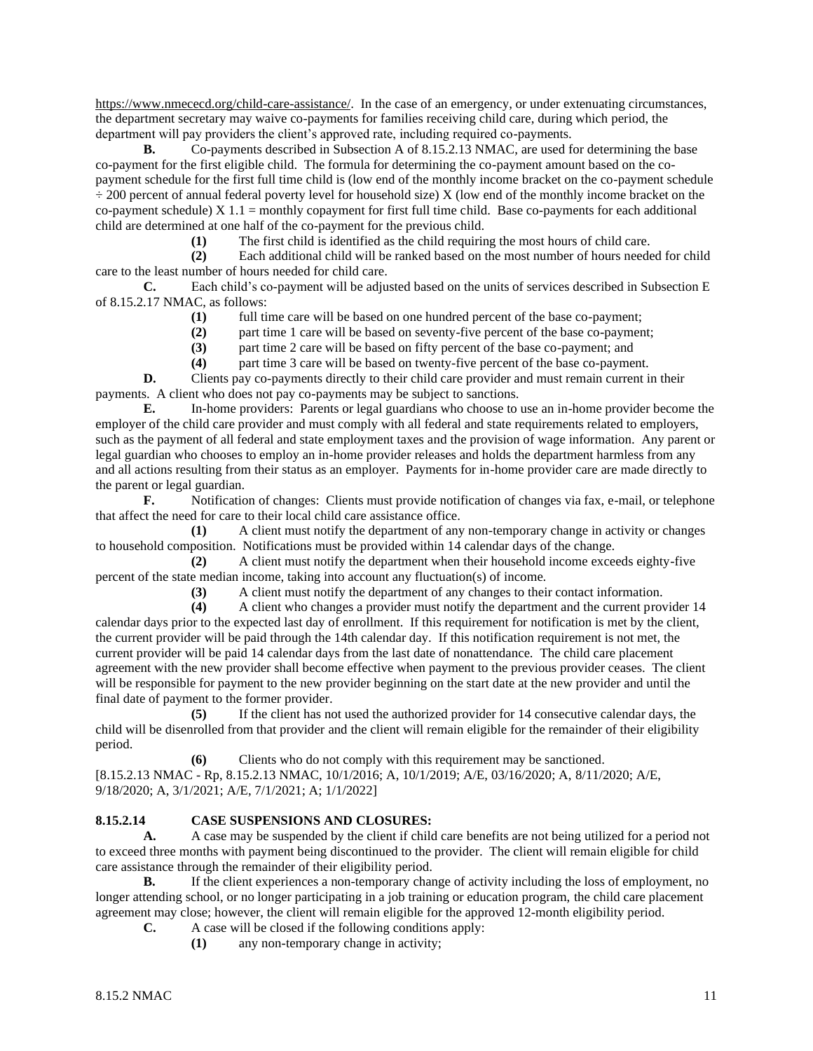https://www.nmececd.org/child-care-assistance/. In the case of an emergency, or under extenuating circumstances, the department secretary may waive co-payments for families receiving child care, during which period, the department will pay providers the client's approved rate, including required co-payments.

**B.** Co-payments described in Subsection A of 8.15.2.13 NMAC, are used for determining the base co-payment for the first eligible child. The formula for determining the co-payment amount based on the co-payment schedule for the first full time child is (low end of the monthly income bracket on the co-payment schedule ÷ 200 percent of annual federal poverty level for household size) X (low end of the monthly income bracket on the co-payment schedule) X 1.1 = monthly copayment for first full time child. Base co-payments for each additional child are determined at one half of the co-payment for the previous child.

**(1)** The first child is identified as the child requiring the most hours of child care.

**(2)** Each additional child will be ranked based on the most number of hours needed for child care to the least number of hours needed for child care.

**C.** Each child's co-payment will be adjusted based on the units of services described in Subsection E of 8.15.2.17 NMAC, as follows:

**(1)** full time care will be based on one hundred percent of the base co-payment;

**(2)** part time 1 care will be based on seventy-five percent of the base co-payment;

**(3)** part time 2 care will be based on fifty percent of the base co-payment; and

**(4)** part time 3 care will be based on twenty-five percent of the base co-payment.

**D.** Clients pay co-payments directly to their child care provider and must remain current in their payments. A client who does not pay co-payments may be subject to sanctions.

**E.** In-home providers: Parents or legal guardians who choose to use an in-home provider become the employer of the child care provider and must comply with all federal and state requirements related to employers, such as the payment of all federal and state employment taxes and the provision of wage information. Any parent or legal guardian who chooses to employ an in-home provider releases and holds the department harmless from any and all actions resulting from their status as an employer. Payments for in-home provider care are made directly to the parent or legal guardian.

**F.** Notification of changes: Clients must provide notification of changes via fax, e-mail, or telephone that affect the need for care to their local child care assistance office.

**(1)** A client must notify the department of any non-temporary change in activity or changes to household composition. Notifications must be provided within 14 calendar days of the change.

**(2)** A client must notify the department when their household income exceeds eighty-five percent of the state median income, taking into account any fluctuation(s) of income.

**(3)** A client must notify the department of any changes to their contact information.

**(4)** A client who changes a provider must notify the department and the current provider 14 calendar days prior to the expected last day of enrollment. If this requirement for notification is met by the client, the current provider will be paid through the 14th calendar day. If this notification requirement is not met, the current provider will be paid 14 calendar days from the last date of nonattendance. The child care placement agreement with the new provider shall become effective when payment to the previous provider ceases. The client will be responsible for payment to the new provider beginning on the start date at the new provider and until the final date of payment to the former provider.

**(5)** If the client has not used the authorized provider for 14 consecutive calendar days, the child will be disenrolled from that provider and the client will remain eligible for the remainder of their eligibility period.

**(6)** Clients who do not comply with this requirement may be sanctioned.

[8.15.2.13 NMAC - Rp, 8.15.2.13 NMAC, 10/1/2016; A, 10/1/2019; A/E, 03/16/2020; A, 8/11/2020; A/E, 9/18/2020; A, 3/1/2021; A/E, 7/1/2021; A; 1/1/2022]

**8.15.2.14 CASE SUSPENSIONS AND CLOSURES:**

**A.** A case may be suspended by the client if child care benefits are not being utilized for a period not to exceed three months with payment being discontinued to the provider. The client will remain eligible for child care assistance through the remainder of their eligibility period.

**B.** If the client experiences a non-temporary change of activity including the loss of employment, no longer attending school, or no longer participating in a job training or education program, the child care placement agreement may close; however, the client will remain eligible for the approved 12-month eligibility period.

**C.** A case will be closed if the following conditions apply:

**(1)** any non-temporary change in activity;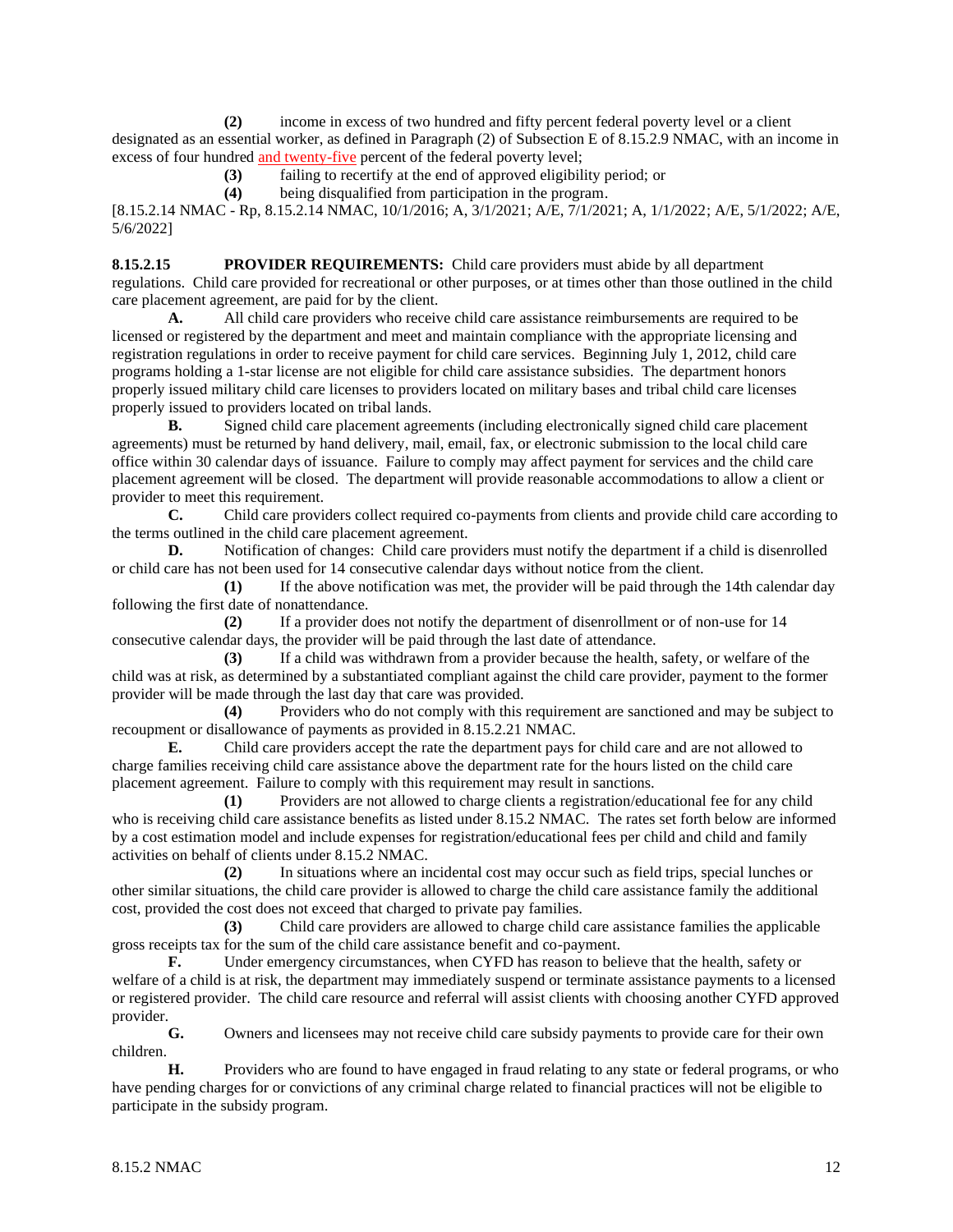**(2)** income in excess of two hundred and fifty percent federal poverty level or a client designated as an essential worker, as defined in Paragraph (2) of Subsection E of 8.15.2.9 NMAC, with an income in excess of four hundred and twenty-five percent of the federal poverty level;

**(3)** failing to recertify at the end of approved eligibility period; or

**(4)** being disqualified from participation in the program.

[8.15.2.14 NMAC - Rp, 8.15.2.14 NMAC, 10/1/2016; A, 3/1/2021; A/E, 7/1/2021; A, 1/1/2022; A/E, 5/1/2022; A/E, 5/6/2022]

**8.15.2.15 PROVIDER REQUIREMENTS:** Child care providers must abide by all department regulations. Child care provided for recreational or other purposes, or at times other than those outlined in the child care placement agreement, are paid for by the client.

**A.** All child care providers who receive child care assistance reimbursements are required to be licensed or registered by the department and meet and maintain compliance with the appropriate licensing and registration regulations in order to receive payment for child care services. Beginning July 1, 2012, child care programs holding a 1-star license are not eligible for child care assistance subsidies. The department honors properly issued military child care licenses to providers located on military bases and tribal child care licenses properly issued to providers located on tribal lands.

**B.** Signed child care placement agreements (including electronically signed child care placement agreements) must be returned by hand delivery, mail, email, fax, or electronic submission to the local child care office within 30 calendar days of issuance. Failure to comply may affect payment for services and the child care placement agreement will be closed. The department will provide reasonable accommodations to allow a client or provider to meet this requirement.

**C.** Child care providers collect required co-payments from clients and provide child care according to the terms outlined in the child care placement agreement.

**D.** Notification of changes: Child care providers must notify the department if a child is disenrolled or child care has not been used for 14 consecutive calendar days without notice from the client.

**(1)** If the above notification was met, the provider will be paid through the 14th calendar day following the first date of nonattendance.

**(2)** If a provider does not notify the department of disenrollment or of non-use for 14 consecutive calendar days, the provider will be paid through the last date of attendance.

**(3)** If a child was withdrawn from a provider because the health, safety, or welfare of the child was at risk, as determined by a substantiated compliant against the child care provider, payment to the former provider will be made through the last day that care was provided.

**(4)** Providers who do not comply with this requirement are sanctioned and may be subject to recoupment or disallowance of payments as provided in 8.15.2.21 NMAC.

**E.** Child care providers accept the rate the department pays for child care and are not allowed to charge families receiving child care assistance above the department rate for the hours listed on the child care placement agreement. Failure to comply with this requirement may result in sanctions.

**(1)** Providers are not allowed to charge clients a registration/educational fee for any child who is receiving child care assistance benefits as listed under 8.15.2 NMAC. The rates set forth below are informed by a cost estimation model and include expenses for registration/educational fees per child and child and family activities on behalf of clients under 8.15.2 NMAC.

**(2)** In situations where an incidental cost may occur such as field trips, special lunches or other similar situations, the child care provider is allowed to charge the child care assistance family the additional cost, provided the cost does not exceed that charged to private pay families.

**(3)** Child care providers are allowed to charge child care assistance families the applicable gross receipts tax for the sum of the child care assistance benefit and co-payment.

**F.** Under emergency circumstances, when CYFD has reason to believe that the health, safety or welfare of a child is at risk, the department may immediately suspend or terminate assistance payments to a licensed or registered provider. The child care resource and referral will assist clients with choosing another CYFD approved provider.

**G.** Owners and licensees may not receive child care subsidy payments to provide care for their own children.

**H.** Providers who are found to have engaged in fraud relating to any state or federal programs, or who have pending charges for or convictions of any criminal charge related to financial practices will not be eligible to participate in the subsidy program.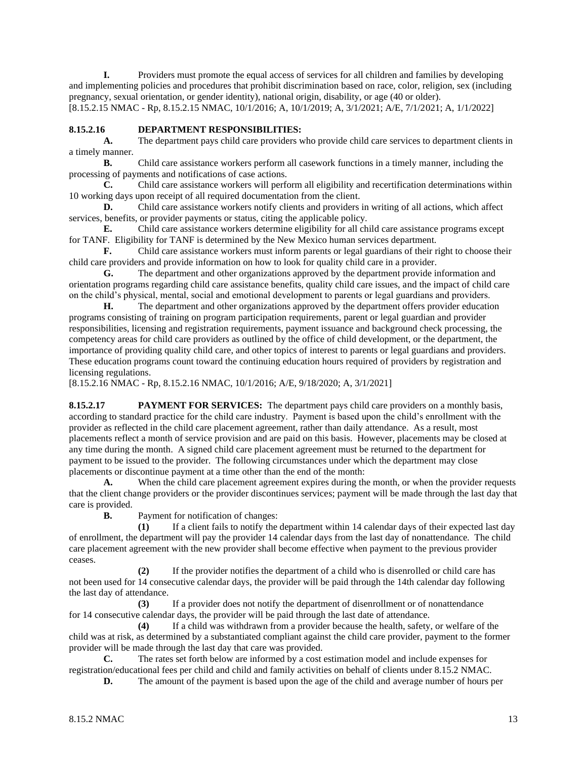**I.** Providers must promote the equal access of services for all children and families by developing and implementing policies and procedures that prohibit discrimination based on race, color, religion, sex (including pregnancy, sexual orientation, or gender identity), national origin, disability, or age (40 or older).
[8.15.2.15 NMAC - Rp, 8.15.2.15 NMAC, 10/1/2016; A, 10/1/2019; A, 3/1/2021; A/E, 7/1/2021; A, 1/1/2022]

**8.15.2.16 DEPARTMENT RESPONSIBILITIES:**

**A.** The department pays child care providers who provide child care services to department clients in a timely manner.

**B.** Child care assistance workers perform all casework functions in a timely manner, including the processing of payments and notifications of case actions.

**C.** Child care assistance workers will perform all eligibility and recertification determinations within 10 working days upon receipt of all required documentation from the client.

**D.** Child care assistance workers notify clients and providers in writing of all actions, which affect services, benefits, or provider payments or status, citing the applicable policy.

**E.** Child care assistance workers determine eligibility for all child care assistance programs except for TANF. Eligibility for TANF is determined by the New Mexico human services department.

**F.** Child care assistance workers must inform parents or legal guardians of their right to choose their child care providers and provide information on how to look for quality child care in a provider.

**G.** The department and other organizations approved by the department provide information and orientation programs regarding child care assistance benefits, quality child care issues, and the impact of child care on the child's physical, mental, social and emotional development to parents or legal guardians and providers.

**H.** The department and other organizations approved by the department offers provider education programs consisting of training on program participation requirements, parent or legal guardian and provider responsibilities, licensing and registration requirements, payment issuance and background check processing, the competency areas for child care providers as outlined by the office of child development, or the department, the importance of providing quality child care, and other topics of interest to parents or legal guardians and providers. These education programs count toward the continuing education hours required of providers by registration and licensing regulations.
[8.15.2.16 NMAC - Rp, 8.15.2.16 NMAC, 10/1/2016; A/E, 9/18/2020; A, 3/1/2021]

**8.15.2.17 PAYMENT FOR SERVICES:** The department pays child care providers on a monthly basis, according to standard practice for the child care industry. Payment is based upon the child's enrollment with the provider as reflected in the child care placement agreement, rather than daily attendance. As a result, most placements reflect a month of service provision and are paid on this basis. However, placements may be closed at any time during the month. A signed child care placement agreement must be returned to the department for payment to be issued to the provider. The following circumstances under which the department may close placements or discontinue payment at a time other than the end of the month:

**A.** When the child care placement agreement expires during the month, or when the provider requests that the client change providers or the provider discontinues services; payment will be made through the last day that care is provided.

**B.** Payment for notification of changes:

**(1)** If a client fails to notify the department within 14 calendar days of their expected last day of enrollment, the department will pay the provider 14 calendar days from the last day of nonattendance. The child care placement agreement with the new provider shall become effective when payment to the previous provider ceases.

**(2)** If the provider notifies the department of a child who is disenrolled or child care has not been used for 14 consecutive calendar days, the provider will be paid through the 14th calendar day following the last day of attendance.

**(3)** If a provider does not notify the department of disenrollment or of nonattendance for 14 consecutive calendar days, the provider will be paid through the last date of attendance.

**(4)** If a child was withdrawn from a provider because the health, safety, or welfare of the child was at risk, as determined by a substantiated compliant against the child care provider, payment to the former provider will be made through the last day that care was provided.

**C.** The rates set forth below are informed by a cost estimation model and include expenses for registration/educational fees per child and child and family activities on behalf of clients under 8.15.2 NMAC.

**D.** The amount of the payment is based upon the age of the child and average number of hours per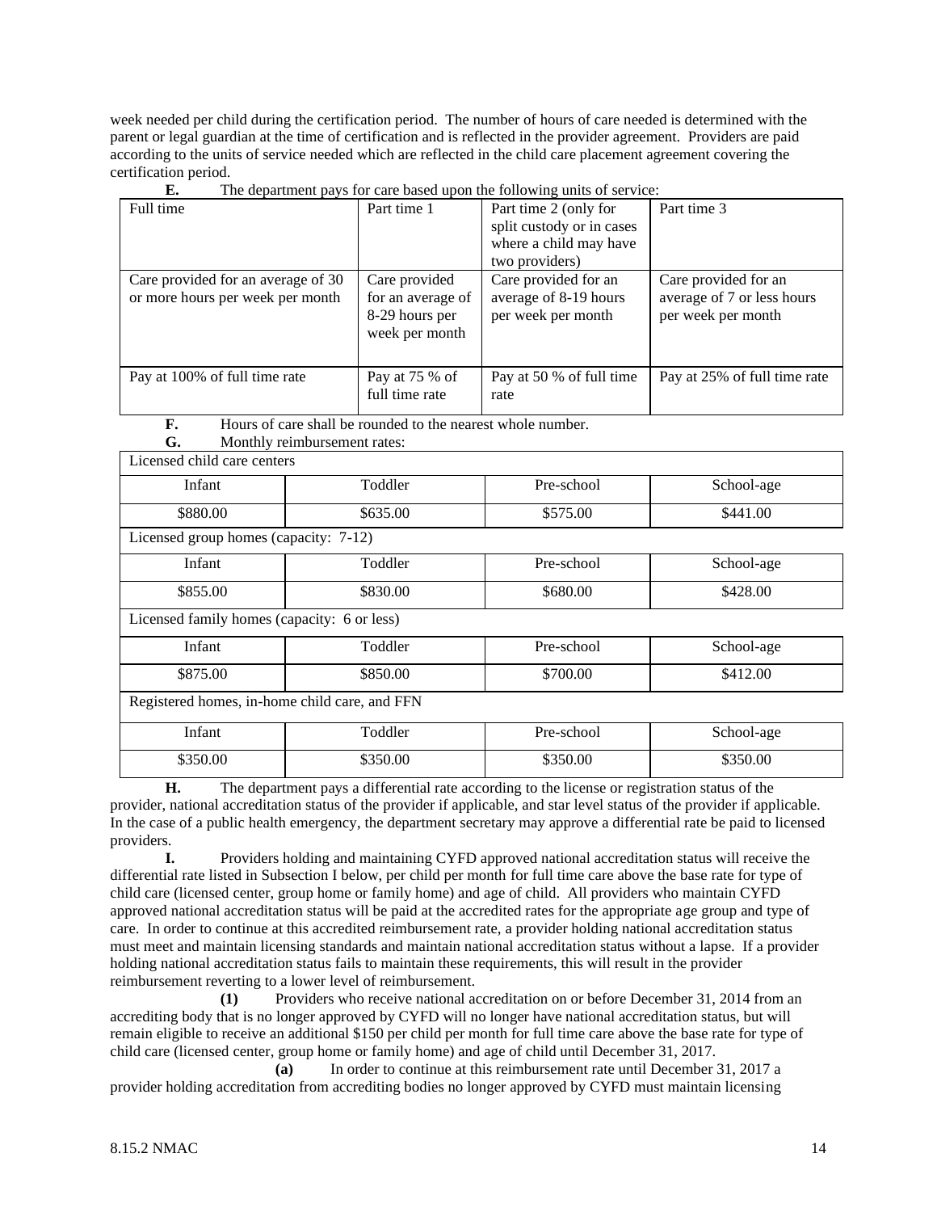week needed per child during the certification period. The number of hours of care needed is determined with the parent or legal guardian at the time of certification and is reflected in the provider agreement. Providers are paid according to the units of service needed which are reflected in the child care placement agreement covering the certification period.

**E.** The department pays for care based upon the following units of service:

| Full time | Part time 1 | Part time 2 (only for split custody or in cases where a child may have two providers) | Part time 3 |
|---|---|---|---|
| Care provided for an average of 30 or more hours per week per month | Care provided for an average of 8-29 hours per week per month | Care provided for an average of 8-19 hours per week per month | Care provided for an average of 7 or less hours per week per month |
| Pay at 100% of full time rate | Pay at 75 % of full time rate | Pay at 50 % of full time rate | Pay at 25% of full time rate |

**F.** Hours of care shall be rounded to the nearest whole number.

**G.** Monthly reimbursement rates:

| Licensed child care centers | | | |
|---|---|---|---|
| Infant | Toddler | Pre-school | School-age |
| $880.00 | $635.00 | $575.00 | $441.00 |
| Licensed group homes (capacity: 7-12) | | | |
| Infant | Toddler | Pre-school | School-age |
| $855.00 | $830.00 | $680.00 | $428.00 |
| Licensed family homes (capacity: 6 or less) | | | |
| Infant | Toddler | Pre-school | School-age |
| $875.00 | $850.00 | $700.00 | $412.00 |
| Registered homes, in-home child care, and FFN | | | |
| Infant | Toddler | Pre-school | School-age |
| $350.00 | $350.00 | $350.00 | $350.00 |

**H.** The department pays a differential rate according to the license or registration status of the provider, national accreditation status of the provider if applicable, and star level status of the provider if applicable. In the case of a public health emergency, the department secretary may approve a differential rate be paid to licensed providers.

**I.** Providers holding and maintaining CYFD approved national accreditation status will receive the differential rate listed in Subsection I below, per child per month for full time care above the base rate for type of child care (licensed center, group home or family home) and age of child. All providers who maintain CYFD approved national accreditation status will be paid at the accredited rates for the appropriate age group and type of care. In order to continue at this accredited reimbursement rate, a provider holding national accreditation status must meet and maintain licensing standards and maintain national accreditation status without a lapse. If a provider holding national accreditation status fails to maintain these requirements, this will result in the provider reimbursement reverting to a lower level of reimbursement.

**(1)** Providers who receive national accreditation on or before December 31, 2014 from an accrediting body that is no longer approved by CYFD will no longer have national accreditation status, but will remain eligible to receive an additional $150 per child per month for full time care above the base rate for type of child care (licensed center, group home or family home) and age of child until December 31, 2017.

**(a)** In order to continue at this reimbursement rate until December 31, 2017 a provider holding accreditation from accrediting bodies no longer approved by CYFD must maintain licensing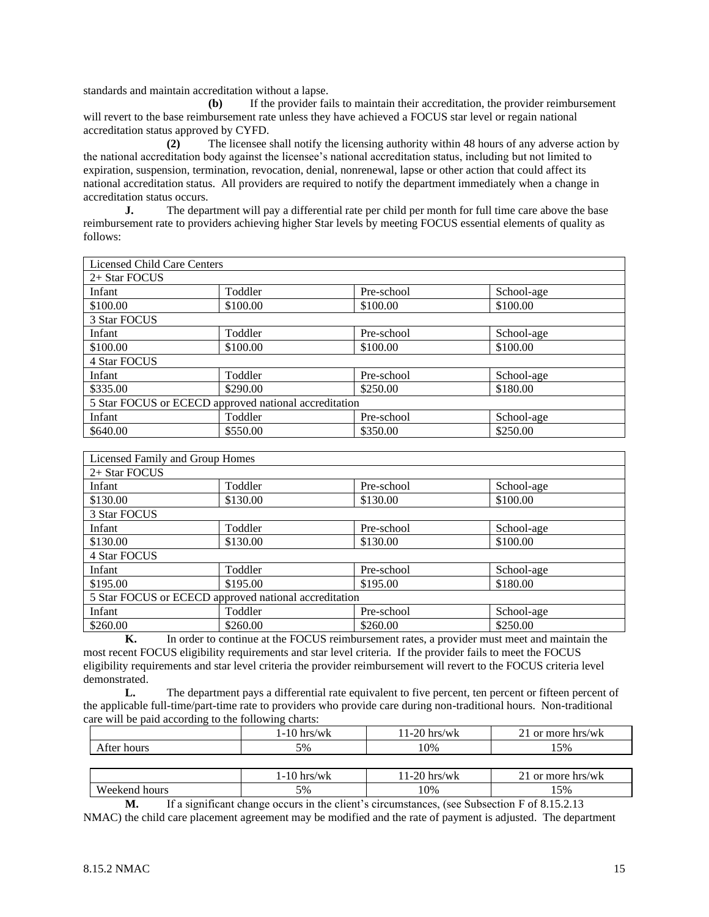standards and maintain accreditation without a lapse.

**(b)** If the provider fails to maintain their accreditation, the provider reimbursement will revert to the base reimbursement rate unless they have achieved a FOCUS star level or regain national accreditation status approved by CYFD.

**(2)** The licensee shall notify the licensing authority within 48 hours of any adverse action by the national accreditation body against the licensee's national accreditation status, including but not limited to expiration, suspension, termination, revocation, denial, nonrenewal, lapse or other action that could affect its national accreditation status. All providers are required to notify the department immediately when a change in accreditation status occurs.

**J.** The department will pay a differential rate per child per month for full time care above the base reimbursement rate to providers achieving higher Star levels by meeting FOCUS essential elements of quality as follows:

| Licensed Child Care Centers | | | |
|---|---|---|---|
| 2+ Star FOCUS | | | |
| Infant | Toddler | Pre-school | School-age |
| $100.00 | $100.00 | $100.00 | $100.00 |
| 3 Star FOCUS | | | |
| Infant | Toddler | Pre-school | School-age |
| $100.00 | $100.00 | $100.00 | $100.00 |
| 4 Star FOCUS | | | |
| Infant | Toddler | Pre-school | School-age |
| $335.00 | $290.00 | $250.00 | $180.00 |
| 5 Star FOCUS or ECECD approved national accreditation | | | |
| Infant | Toddler | Pre-school | School-age |
| $640.00 | $550.00 | $350.00 | $250.00 |

| Licensed Family and Group Homes | | | |
|---|---|---|---|
| 2+ Star FOCUS | | | |
| Infant | Toddler | Pre-school | School-age |
| $130.00 | $130.00 | $130.00 | $100.00 |
| 3 Star FOCUS | | | |
| Infant | Toddler | Pre-school | School-age |
| $130.00 | $130.00 | $130.00 | $100.00 |
| 4 Star FOCUS | | | |
| Infant | Toddler | Pre-school | School-age |
| $195.00 | $195.00 | $195.00 | $180.00 |
| 5 Star FOCUS or ECECD approved national accreditation | | | |
| Infant | Toddler | Pre-school | School-age |
| $260.00 | $260.00 | $260.00 | $250.00 |

**K.** In order to continue at the FOCUS reimbursement rates, a provider must meet and maintain the most recent FOCUS eligibility requirements and star level criteria. If the provider fails to meet the FOCUS eligibility requirements and star level criteria the provider reimbursement will revert to the FOCUS criteria level demonstrated.

**L.** The department pays a differential rate equivalent to five percent, ten percent or fifteen percent of the applicable full-time/part-time rate to providers who provide care during non-traditional hours. Non-traditional care will be paid according to the following charts:

| | 1-10 hrs/wk | 11-20 hrs/wk | 21 or more hrs/wk |
|---|---|---|---|
| After hours | 5% | 10% | 15% |

| | 1-10 hrs/wk | 11-20 hrs/wk | 21 or more hrs/wk |
|---|---|---|---|
| Weekend hours | 5% | 10% | 15% |

**M.** If a significant change occurs in the client's circumstances, (see Subsection F of 8.15.2.13 NMAC) the child care placement agreement may be modified and the rate of payment is adjusted. The department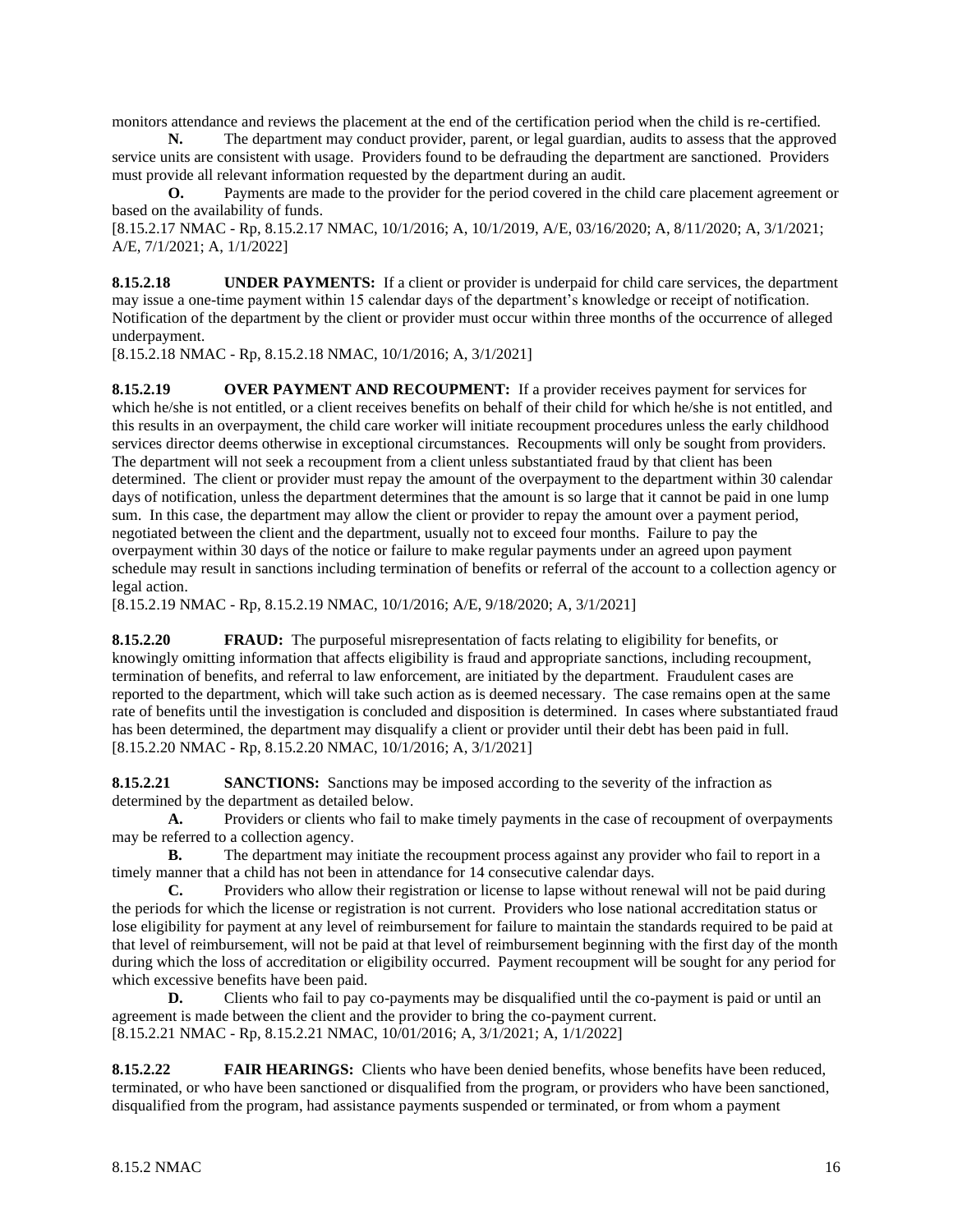monitors attendance and reviews the placement at the end of the certification period when the child is re-certified.

**N.** The department may conduct provider, parent, or legal guardian, audits to assess that the approved service units are consistent with usage. Providers found to be defrauding the department are sanctioned. Providers must provide all relevant information requested by the department during an audit.

**O.** Payments are made to the provider for the period covered in the child care placement agreement or based on the availability of funds.

[8.15.2.17 NMAC - Rp, 8.15.2.17 NMAC, 10/1/2016; A, 10/1/2019, A/E, 03/16/2020; A, 8/11/2020; A, 3/1/2021; A/E, 7/1/2021; A, 1/1/2022]

**8.15.2.18 UNDER PAYMENTS:** If a client or provider is underpaid for child care services, the department may issue a one-time payment within 15 calendar days of the department's knowledge or receipt of notification. Notification of the department by the client or provider must occur within three months of the occurrence of alleged underpayment.

[8.15.2.18 NMAC - Rp, 8.15.2.18 NMAC, 10/1/2016; A, 3/1/2021]

**8.15.2.19 OVER PAYMENT AND RECOUPMENT:** If a provider receives payment for services for which he/she is not entitled, or a client receives benefits on behalf of their child for which he/she is not entitled, and this results in an overpayment, the child care worker will initiate recoupment procedures unless the early childhood services director deems otherwise in exceptional circumstances. Recoupments will only be sought from providers. The department will not seek a recoupment from a client unless substantiated fraud by that client has been determined. The client or provider must repay the amount of the overpayment to the department within 30 calendar days of notification, unless the department determines that the amount is so large that it cannot be paid in one lump sum. In this case, the department may allow the client or provider to repay the amount over a payment period, negotiated between the client and the department, usually not to exceed four months. Failure to pay the overpayment within 30 days of the notice or failure to make regular payments under an agreed upon payment schedule may result in sanctions including termination of benefits or referral of the account to a collection agency or legal action.

[8.15.2.19 NMAC - Rp, 8.15.2.19 NMAC, 10/1/2016; A/E, 9/18/2020; A, 3/1/2021]

**8.15.2.20 FRAUD:** The purposeful misrepresentation of facts relating to eligibility for benefits, or knowingly omitting information that affects eligibility is fraud and appropriate sanctions, including recoupment, termination of benefits, and referral to law enforcement, are initiated by the department. Fraudulent cases are reported to the department, which will take such action as is deemed necessary. The case remains open at the same rate of benefits until the investigation is concluded and disposition is determined. In cases where substantiated fraud has been determined, the department may disqualify a client or provider until their debt has been paid in full.

[8.15.2.20 NMAC - Rp, 8.15.2.20 NMAC, 10/1/2016; A, 3/1/2021]

**8.15.2.21 SANCTIONS:** Sanctions may be imposed according to the severity of the infraction as determined by the department as detailed below.

**A.** Providers or clients who fail to make timely payments in the case of recoupment of overpayments may be referred to a collection agency.

**B.** The department may initiate the recoupment process against any provider who fail to report in a timely manner that a child has not been in attendance for 14 consecutive calendar days.

**C.** Providers who allow their registration or license to lapse without renewal will not be paid during the periods for which the license or registration is not current. Providers who lose national accreditation status or lose eligibility for payment at any level of reimbursement for failure to maintain the standards required to be paid at that level of reimbursement, will not be paid at that level of reimbursement beginning with the first day of the month during which the loss of accreditation or eligibility occurred. Payment recoupment will be sought for any period for which excessive benefits have been paid.

**D.** Clients who fail to pay co-payments may be disqualified until the co-payment is paid or until an agreement is made between the client and the provider to bring the co-payment current.

[8.15.2.21 NMAC - Rp, 8.15.2.21 NMAC, 10/01/2016; A, 3/1/2021; A, 1/1/2022]

**8.15.2.22 FAIR HEARINGS:** Clients who have been denied benefits, whose benefits have been reduced, terminated, or who have been sanctioned or disqualified from the program, or providers who have been sanctioned, disqualified from the program, had assistance payments suspended or terminated, or from whom a payment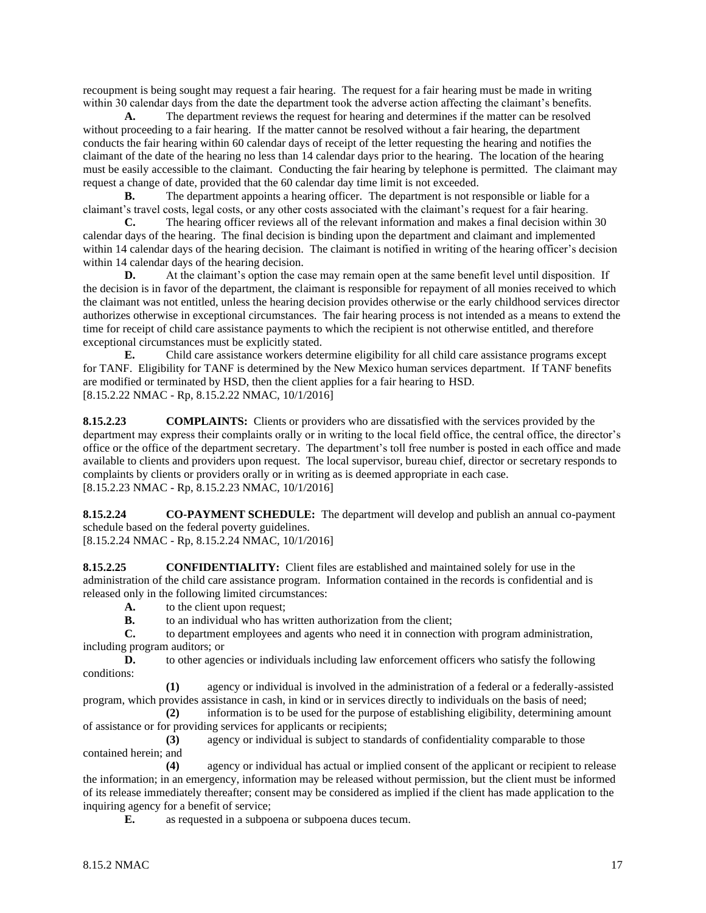recoupment is being sought may request a fair hearing. The request for a fair hearing must be made in writing within 30 calendar days from the date the department took the adverse action affecting the claimant's benefits.

**A.** The department reviews the request for hearing and determines if the matter can be resolved without proceeding to a fair hearing. If the matter cannot be resolved without a fair hearing, the department conducts the fair hearing within 60 calendar days of receipt of the letter requesting the hearing and notifies the claimant of the date of the hearing no less than 14 calendar days prior to the hearing. The location of the hearing must be easily accessible to the claimant. Conducting the fair hearing by telephone is permitted. The claimant may request a change of date, provided that the 60 calendar day time limit is not exceeded.

**B.** The department appoints a hearing officer. The department is not responsible or liable for a claimant's travel costs, legal costs, or any other costs associated with the claimant's request for a fair hearing.

**C.** The hearing officer reviews all of the relevant information and makes a final decision within 30 calendar days of the hearing. The final decision is binding upon the department and claimant and implemented within 14 calendar days of the hearing decision. The claimant is notified in writing of the hearing officer's decision within 14 calendar days of the hearing decision.

**D.** At the claimant's option the case may remain open at the same benefit level until disposition. If the decision is in favor of the department, the claimant is responsible for repayment of all monies received to which the claimant was not entitled, unless the hearing decision provides otherwise or the early childhood services director authorizes otherwise in exceptional circumstances. The fair hearing process is not intended as a means to extend the time for receipt of child care assistance payments to which the recipient is not otherwise entitled, and therefore exceptional circumstances must be explicitly stated.

**E.** Child care assistance workers determine eligibility for all child care assistance programs except for TANF. Eligibility for TANF is determined by the New Mexico human services department. If TANF benefits are modified or terminated by HSD, then the client applies for a fair hearing to HSD.

[8.15.2.22 NMAC - Rp, 8.15.2.22 NMAC, 10/1/2016]

**8.15.2.23 COMPLAINTS:** Clients or providers who are dissatisfied with the services provided by the department may express their complaints orally or in writing to the local field office, the central office, the director's office or the office of the department secretary. The department's toll free number is posted in each office and made available to clients and providers upon request. The local supervisor, bureau chief, director or secretary responds to complaints by clients or providers orally or in writing as is deemed appropriate in each case.

[8.15.2.23 NMAC - Rp, 8.15.2.23 NMAC, 10/1/2016]

**8.15.2.24 CO-PAYMENT SCHEDULE:** The department will develop and publish an annual co-payment schedule based on the federal poverty guidelines.

[8.15.2.24 NMAC - Rp, 8.15.2.24 NMAC, 10/1/2016]

**8.15.2.25 CONFIDENTIALITY:** Client files are established and maintained solely for use in the administration of the child care assistance program. Information contained in the records is confidential and is released only in the following limited circumstances:

**A.** to the client upon request;

**B.** to an individual who has written authorization from the client;

**C.** to department employees and agents who need it in connection with program administration, including program auditors; or

**D.** to other agencies or individuals including law enforcement officers who satisfy the following conditions:

**(1)** agency or individual is involved in the administration of a federal or a federally-assisted program, which provides assistance in cash, in kind or in services directly to individuals on the basis of need;

**(2)** information is to be used for the purpose of establishing eligibility, determining amount of assistance or for providing services for applicants or recipients;

**(3)** agency or individual is subject to standards of confidentiality comparable to those contained herein; and

**(4)** agency or individual has actual or implied consent of the applicant or recipient to release the information; in an emergency, information may be released without permission, but the client must be informed of its release immediately thereafter; consent may be considered as implied if the client has made application to the inquiring agency for a benefit of service;

**E.** as requested in a subpoena or subpoena duces tecum.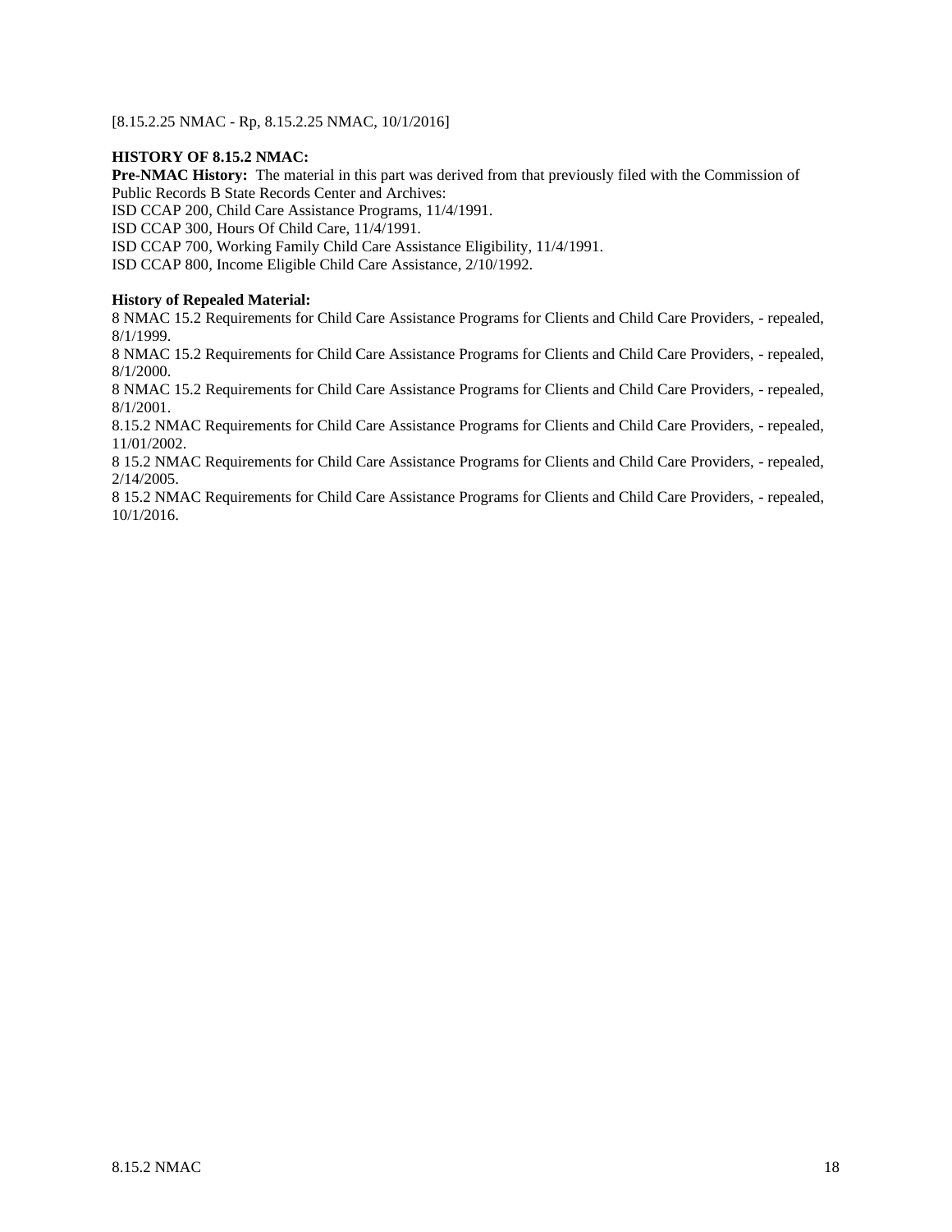[8.15.2.25 NMAC - Rp, 8.15.2.25 NMAC, 10/1/2016]

**HISTORY OF 8.15.2 NMAC:**

**Pre-NMAC History:** The material in this part was derived from that previously filed with the Commission of Public Records B State Records Center and Archives:
ISD CCAP 200, Child Care Assistance Programs, 11/4/1991.
ISD CCAP 300, Hours Of Child Care, 11/4/1991.
ISD CCAP 700, Working Family Child Care Assistance Eligibility, 11/4/1991.
ISD CCAP 800, Income Eligible Child Care Assistance, 2/10/1992.

**History of Repealed Material:**
8 NMAC 15.2 Requirements for Child Care Assistance Programs for Clients and Child Care Providers, - repealed, 8/1/1999.
8 NMAC 15.2 Requirements for Child Care Assistance Programs for Clients and Child Care Providers, - repealed, 8/1/2000.
8 NMAC 15.2 Requirements for Child Care Assistance Programs for Clients and Child Care Providers, - repealed, 8/1/2001.
8.15.2 NMAC Requirements for Child Care Assistance Programs for Clients and Child Care Providers, - repealed, 11/01/2002.
8 15.2 NMAC Requirements for Child Care Assistance Programs for Clients and Child Care Providers, - repealed, 2/14/2005.
8 15.2 NMAC Requirements for Child Care Assistance Programs for Clients and Child Care Providers, - repealed, 10/1/2016.